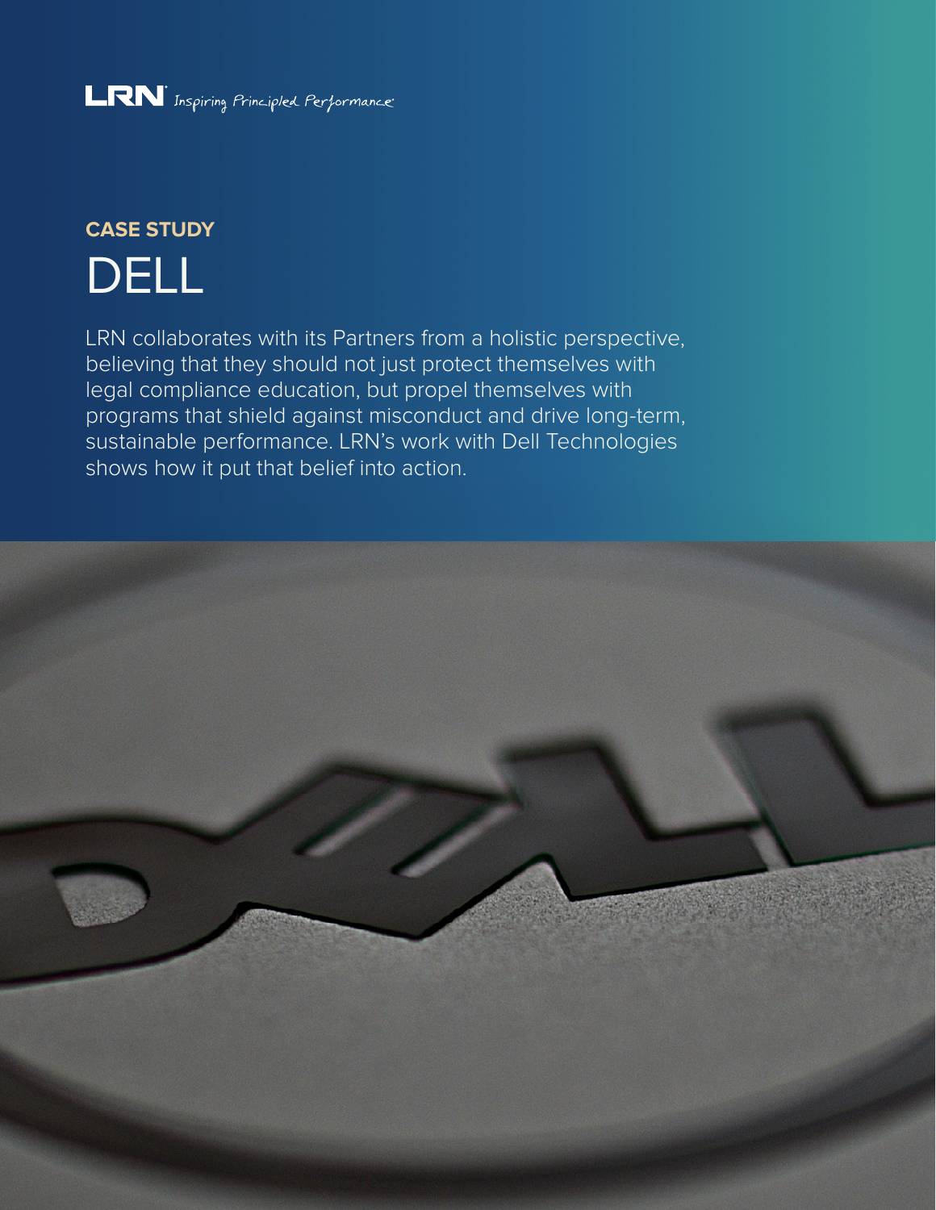LRN Inspiring Principled Performance

**CASE STUDY**

# DELL

LRN collaborates with its Partners from a holistic perspective, believing that they should not just protect themselves with legal compliance education, but propel themselves with programs that shield against misconduct and drive long-term, sustainable performance. LRN's work with Dell Technologies shows how it put that belief into action.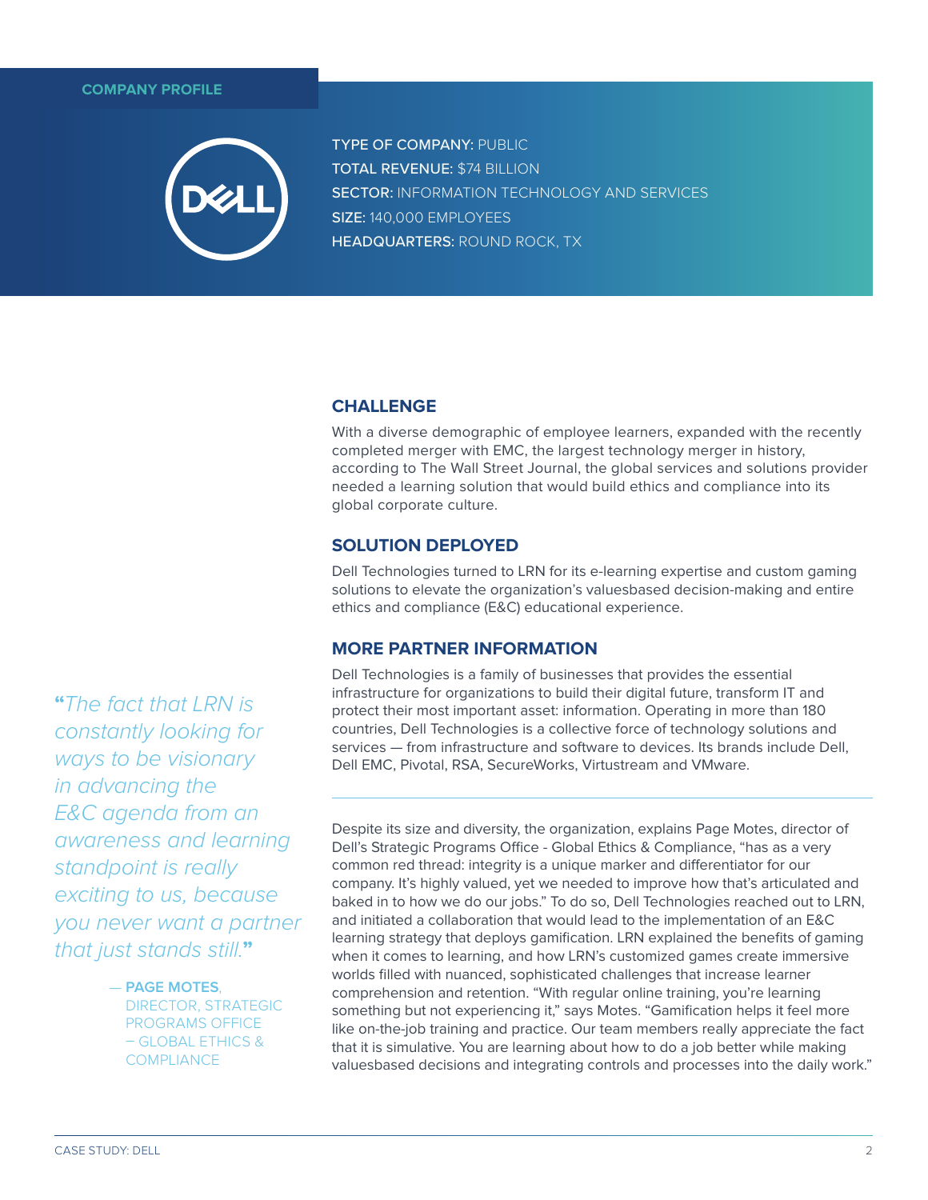## COMPANY PROFILE

**TYPE OF COMPANY:** PUBLIC
**TOTAL REVENUE:** $74 BILLION
**SECTOR:** INFORMATION TECHNOLOGY AND SERVICES
**SIZE:** 140,000 EMPLOYEES
**HEADQUARTERS:** ROUND ROCK, TX

## CHALLENGE

With a diverse demographic of employee learners, expanded with the recently completed merger with EMC, the largest technology merger in history, according to The Wall Street Journal, the global services and solutions provider needed a learning solution that would build ethics and compliance into its global corporate culture.

## SOLUTION DEPLOYED

Dell Technologies turned to LRN for its e-learning expertise and custom gaming solutions to elevate the organization's valuesbased decision-making and entire ethics and compliance (E&C) educational experience.

## MORE PARTNER INFORMATION

Dell Technologies is a family of businesses that provides the essential infrastructure for organizations to build their digital future, transform IT and protect their most important asset: information. Operating in more than 180 countries, Dell Technologies is a collective force of technology solutions and services — from infrastructure and software to devices. Its brands include Dell, Dell EMC, Pivotal, RSA, SecureWorks, Virtustream and VMware.

---

*"The fact that LRN is constantly looking for ways to be visionary in advancing the E&C agenda from an awareness and learning standpoint is really exciting to us, because you never want a partner that just stands still."*

— **PAGE MOTES**, DIRECTOR, STRATEGIC PROGRAMS OFFICE – GLOBAL ETHICS & COMPLIANCE

Despite its size and diversity, the organization, explains Page Motes, director of Dell's Strategic Programs Office - Global Ethics & Compliance, "has as a very common red thread: integrity is a unique marker and differentiator for our company. It's highly valued, yet we needed to improve how that's articulated and baked in to how we do our jobs." To do so, Dell Technologies reached out to LRN, and initiated a collaboration that would lead to the implementation of an E&C learning strategy that deploys gamification. LRN explained the benefits of gaming when it comes to learning, and how LRN's customized games create immersive worlds filled with nuanced, sophisticated challenges that increase learner comprehension and retention. "With regular online training, you're learning something but not experiencing it," says Motes. "Gamification helps it feel more like on-the-job training and practice. Our team members really appreciate the fact that it is simulative. You are learning about how to do a job better while making valuesbased decisions and integrating controls and processes into the daily work."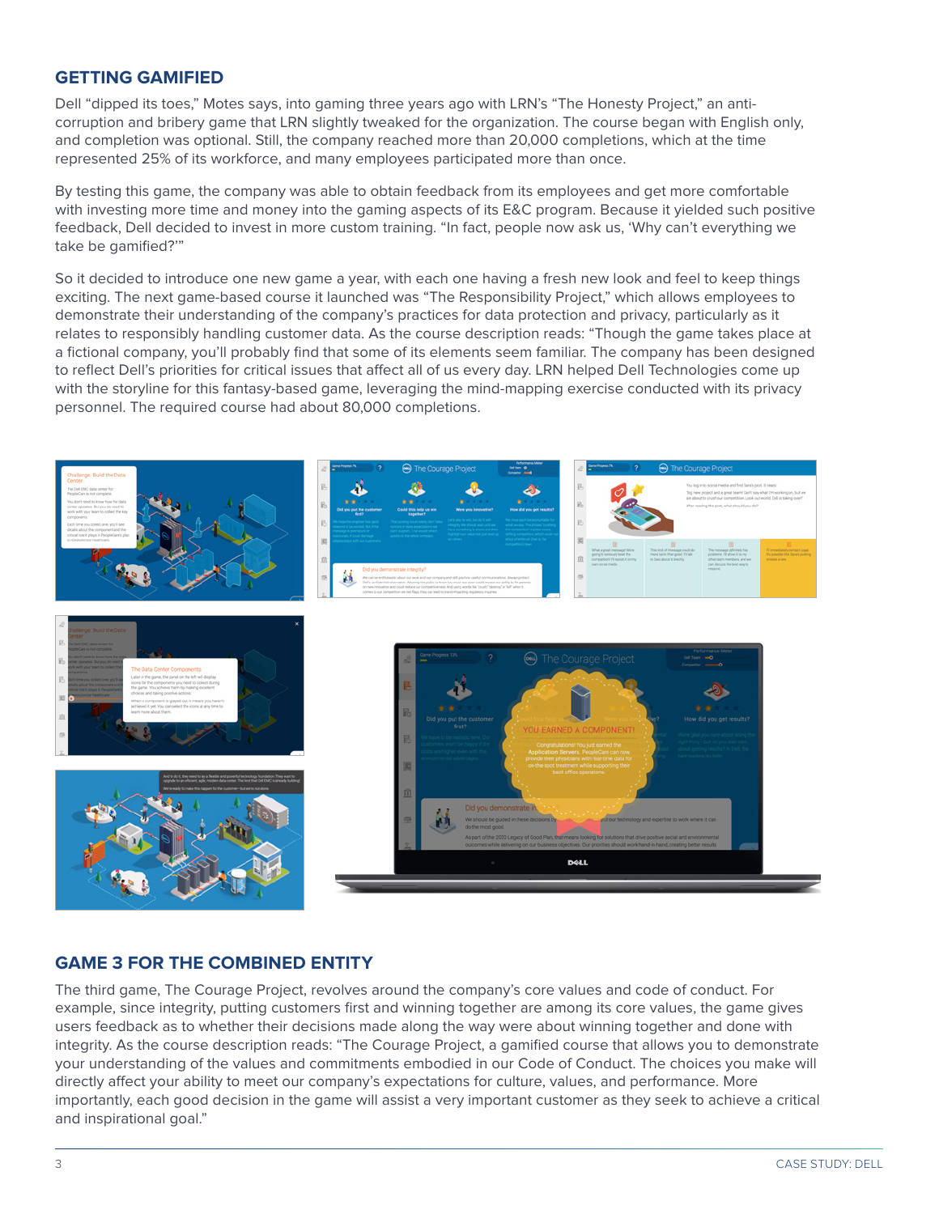## GETTING GAMIFIED

Dell "dipped its toes," Motes says, into gaming three years ago with LRN's "The Honesty Project," an anti-corruption and bribery game that LRN slightly tweaked for the organization. The course began with English only, and completion was optional. Still, the company reached more than 20,000 completions, which at the time represented 25% of its workforce, and many employees participated more than once.

By testing this game, the company was able to obtain feedback from its employees and get more comfortable with investing more time and money into the gaming aspects of its E&C program. Because it yielded such positive feedback, Dell decided to invest in more custom training. "In fact, people now ask us, 'Why can't everything we take be gamified?'"

So it decided to introduce one new game a year, with each one having a fresh new look and feel to keep things exciting. The next game-based course it launched was "The Responsibility Project," which allows employees to demonstrate their understanding of the company's practices for data protection and privacy, particularly as it relates to responsibly handling customer data. As the course description reads: "Though the game takes place at a fictional company, you'll probably find that some of its elements seem familiar. The company has been designed to reflect Dell's priorities for critical issues that affect all of us every day. LRN helped Dell Technologies come up with the storyline for this fantasy-based game, leveraging the mind-mapping exercise conducted with its privacy personnel. The required course had about 80,000 completions.

## GAME 3 FOR THE COMBINED ENTITY

The third game, The Courage Project, revolves around the company's core values and code of conduct. For example, since integrity, putting customers first and winning together are among its core values, the game gives users feedback as to whether their decisions made along the way were about winning together and done with integrity. As the course description reads: "The Courage Project, a gamified course that allows you to demonstrate your understanding of the values and commitments embodied in our Code of Conduct. The choices you make will directly affect your ability to meet our company's expectations for culture, values, and performance. More importantly, each good decision in the game will assist a very important customer as they seek to achieve a critical and inspirational goal."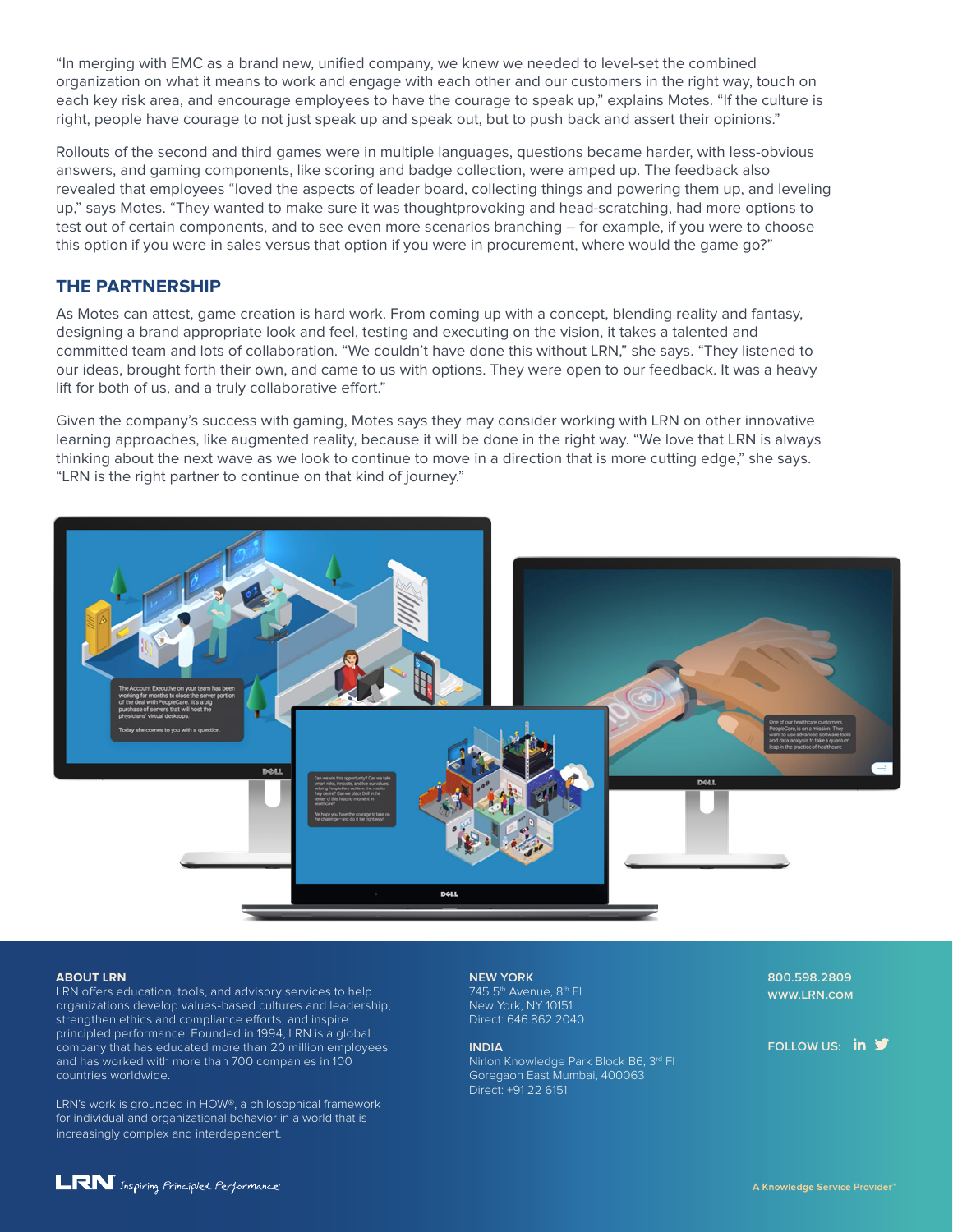"In merging with EMC as a brand new, unified company, we knew we needed to level-set the combined organization on what it means to work and engage with each other and our customers in the right way, touch on each key risk area, and encourage employees to have the courage to speak up," explains Motes. "If the culture is right, people have courage to not just speak up and speak out, but to push back and assert their opinions."

Rollouts of the second and third games were in multiple languages, questions became harder, with less-obvious answers, and gaming components, like scoring and badge collection, were amped up. The feedback also revealed that employees "loved the aspects of leader board, collecting things and powering them up, and leveling up," says Motes. "They wanted to make sure it was thoughtprovoking and head-scratching, had more options to test out of certain components, and to see even more scenarios branching – for example, if you were to choose this option if you were in sales versus that option if you were in procurement, where would the game go?"

## THE PARTNERSHIP

As Motes can attest, game creation is hard work. From coming up with a concept, blending reality and fantasy, designing a brand appropriate look and feel, testing and executing on the vision, it takes a talented and committed team and lots of collaboration. "We couldn't have done this without LRN," she says. "They listened to our ideas, brought forth their own, and came to us with options. They were open to our feedback. It was a heavy lift for both of us, and a truly collaborative effort."

Given the company's success with gaming, Motes says they may consider working with LRN on other innovative learning approaches, like augmented reality, because it will be done in the right way. "We love that LRN is always thinking about the next wave as we look to continue to move in a direction that is more cutting edge," she says. "LRN is the right partner to continue on that kind of journey."

**ABOUT LRN**
LRN offers education, tools, and advisory services to help organizations develop values-based cultures and leadership, strengthen ethics and compliance efforts, and inspire principled performance. Founded in 1994, LRN is a global company that has educated more than 20 million employees and has worked with more than 700 companies in 100 countries worldwide.

LRN's work is grounded in HOW®, a philosophical framework for individual and organizational behavior in a world that is increasingly complex and interdependent.

**NEW YORK**
745 5th Avenue, 8th Fl
New York, NY 10151
Direct: 646.862.2040

**INDIA**
Nirlon Knowledge Park Block B6, 3rd Fl
Goregaon East Mumbai, 400063
Direct: +91 22 6151

**800.598.2809**
**WWW.LRN.COM**

**FOLLOW US:**

LRN *Inspiring Principled Performance*

A Knowledge Service Provider™